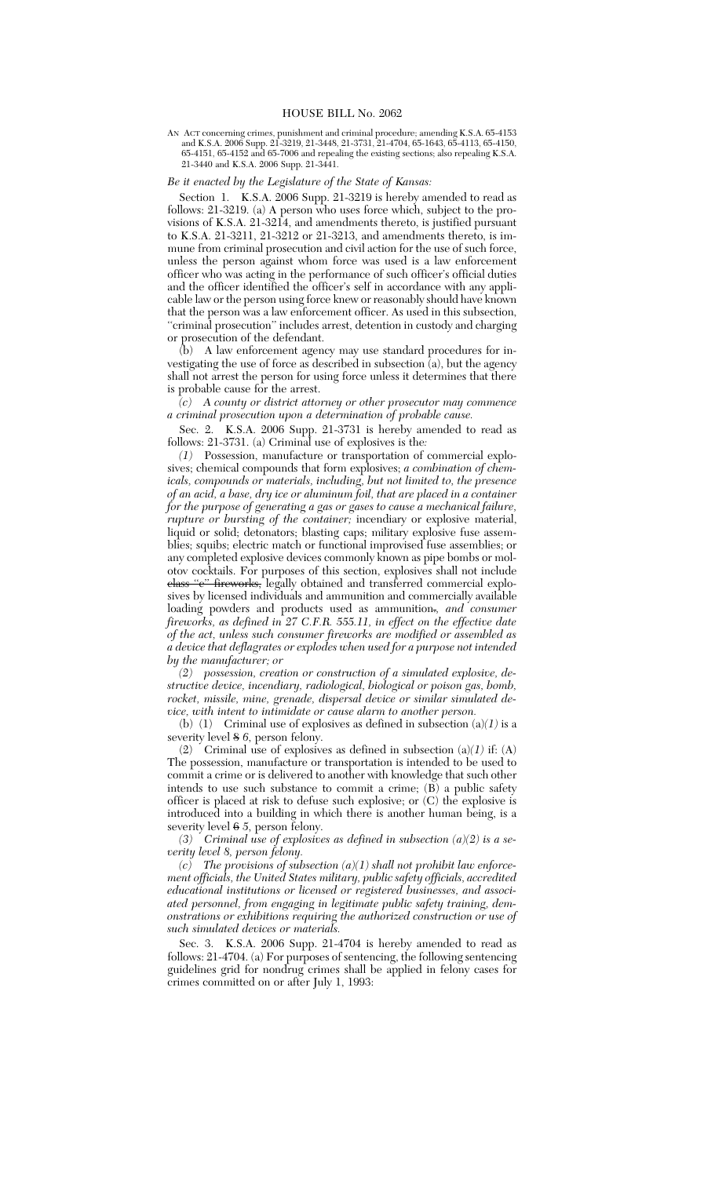# HOUSE BILL No. 2062

AN ACT concerning crimes, punishment and criminal procedure; amending K.S.A. 65-4153 and K.S.A. 2006 Supp. 21-3219, 21-3448, 21-3731, 21-4704, 65-1643, 65-4113, 65-4150, 65-4151, 65-4152 and 65-7006 and repealing the existing sections; also repealing K.S.A. 21-3440 and K.S.A. 2006 Supp. 21-3441.

*Be it enacted by the Legislature of the State of Kansas:*

Section 1. K.S.A. 2006 Supp. 21-3219 is hereby amended to read as follows: 21-3219. (a) A person who uses force which, subject to the provisions of K.S.A. 21-3214, and amendments thereto, is justified pursuant to K.S.A. 21-3211, 21-3212 or 21-3213, and amendments thereto, is immune from criminal prosecution and civil action for the use of such force, unless the person against whom force was used is a law enforcement officer who was acting in the performance of such officer's official duties and the officer identified the officer's self in accordance with any applicable law or the person using force knew or reasonably should have known that the person was a law enforcement officer. As used in this subsection, "criminal prosecution" includes arrest, detention in custody and charging or prosecution of the defendant.

(b) A law enforcement agency may use standard procedures for investigating the use of force as described in subsection (a), but the agency shall not arrest the person for using force unless it determines that there is probable cause for the arrest.

*(c) A county or district attorney or other prosecutor may commence a criminal prosecution upon a determination of probable cause.*

Sec. 2. K.S.A. 2006 Supp. 21-3731 is hereby amended to read as follows: 21-3731. (a) Criminal use of explosives is the*:*

*(1)* Possession, manufacture or transportation of commercial explosives; chemical compounds that form explosives; *a combination of chemicals, compounds or materials, including, but not limited to, the presence of an acid, a base, dry ice or aluminum foil, that are placed in a container for the purpose of generating a gas or gases to cause a mechanical failure, rupture or bursting of the container;* incendiary or explosive material, liquid or solid; detonators; blasting caps; military explosive fuse assemblies; squibs; electric match or functional improvised fuse assemblies; or any completed explosive devices commonly known as pipe bombs or molotov cocktails. For purposes of this section, explosives shall not include ~~class "c" fireworks,~~ legally obtained and transferred commercial explosives by licensed individuals and ammunition and commercially available loading powders and products used as ammunition~~.~~*, and consumer fireworks, as defined in 27 C.F.R. 555.11, in effect on the effective date of the act, unless such consumer fireworks are modified or assembled as a device that deflagrates or explodes when used for a purpose not intended by the manufacturer; or*

*(2) possession, creation or construction of a simulated explosive, destructive device, incendiary, radiological, biological or poison gas, bomb, rocket, missile, mine, grenade, dispersal device or similar simulated device, with intent to intimidate or cause alarm to another person.*

(b) (1) Criminal use of explosives as defined in subsection (a)*(1)* is a severity level ~~8~~ *6*, person felony.

(2) Criminal use of explosives as defined in subsection (a)*(1)* if: (A) The possession, manufacture or transportation is intended to be used to commit a crime or is delivered to another with knowledge that such other intends to use such substance to commit a crime; (B) a public safety officer is placed at risk to defuse such explosive; or (C) the explosive is introduced into a building in which there is another human being, is a severity level ~~6~~ *5*, person felony.

*(3) Criminal use of explosives as defined in subsection (a)(2) is a severity level 8, person felony.*

*(c) The provisions of subsection (a)(1) shall not prohibit law enforcement officials, the United States military, public safety officials, accredited educational institutions or licensed or registered businesses, and associated personnel, from engaging in legitimate public safety training, demonstrations or exhibitions requiring the authorized construction or use of such simulated devices or materials.*

Sec. 3. K.S.A. 2006 Supp. 21-4704 is hereby amended to read as follows: 21-4704. (a) For purposes of sentencing, the following sentencing guidelines grid for nondrug crimes shall be applied in felony cases for crimes committed on or after July 1, 1993: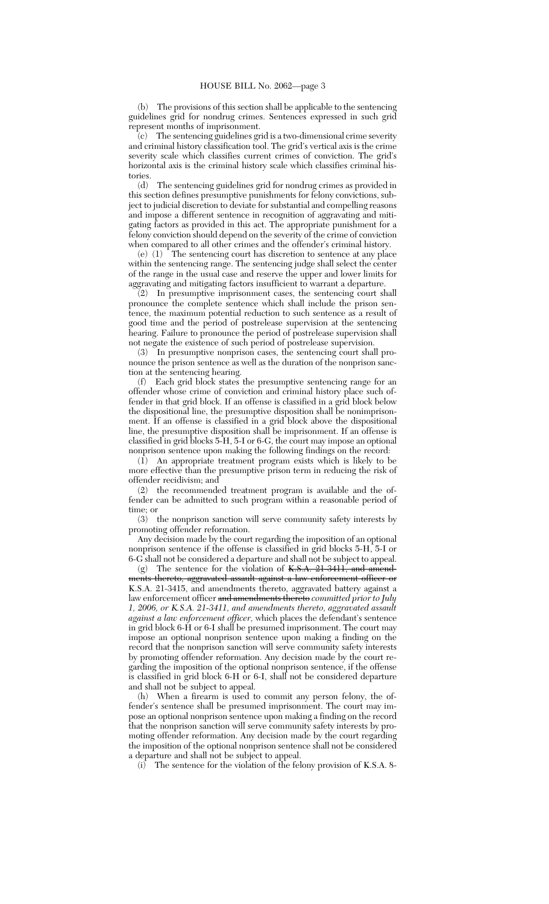(b) The provisions of this section shall be applicable to the sentencing guidelines grid for nondrug crimes. Sentences expressed in such grid represent months of imprisonment.

(c) The sentencing guidelines grid is a two-dimensional crime severity and criminal history classification tool. The grid's vertical axis is the crime severity scale which classifies current crimes of conviction. The grid's horizontal axis is the criminal history scale which classifies criminal histories.

(d) The sentencing guidelines grid for nondrug crimes as provided in this section defines presumptive punishments for felony convictions, subject to judicial discretion to deviate for substantial and compelling reasons and impose a different sentence in recognition of aggravating and mitigating factors as provided in this act. The appropriate punishment for a felony conviction should depend on the severity of the crime of conviction when compared to all other crimes and the offender's criminal history.

(e) (1) The sentencing court has discretion to sentence at any place within the sentencing range. The sentencing judge shall select the center of the range in the usual case and reserve the upper and lower limits for aggravating and mitigating factors insufficient to warrant a departure.

(2) In presumptive imprisonment cases, the sentencing court shall pronounce the complete sentence which shall include the prison sentence, the maximum potential reduction to such sentence as a result of good time and the period of postrelease supervision at the sentencing hearing. Failure to pronounce the period of postrelease supervision shall not negate the existence of such period of postrelease supervision.

(3) In presumptive nonprison cases, the sentencing court shall pronounce the prison sentence as well as the duration of the nonprison sanction at the sentencing hearing.

(f) Each grid block states the presumptive sentencing range for an offender whose crime of conviction and criminal history place such offender in that grid block. If an offense is classified in a grid block below the dispositional line, the presumptive disposition shall be nonimprisonment. If an offense is classified in a grid block above the dispositional line, the presumptive disposition shall be imprisonment. If an offense is classified in grid blocks 5-H, 5-I or 6-G, the court may impose an optional nonprison sentence upon making the following findings on the record:

(1) An appropriate treatment program exists which is likely to be more effective than the presumptive prison term in reducing the risk of offender recidivism; and

(2) the recommended treatment program is available and the offender can be admitted to such program within a reasonable period of time; or

(3) the nonprison sanction will serve community safety interests by promoting offender reformation.

Any decision made by the court regarding the imposition of an optional nonprison sentence if the offense is classified in grid blocks 5-H, 5-I or 6-G shall not be considered a departure and shall not be subject to appeal.

(g) The sentence for the violation of ~~K.S.A. 21-3411, and amendments thereto, aggravated assault against a law enforcement officer or~~ K.S.A. 21-3415, and amendments thereto, aggravated battery against a law enforcement officer ~~and amendments thereto~~ *committed prior to July 1, 2006, or K.S.A. 21-3411, and amendments thereto, aggravated assault against a law enforcement officer,* which places the defendant's sentence in grid block 6-H or 6-I shall be presumed imprisonment. The court may impose an optional nonprison sentence upon making a finding on the record that the nonprison sanction will serve community safety interests by promoting offender reformation. Any decision made by the court regarding the imposition of the optional nonprison sentence, if the offense is classified in grid block 6-H or 6-I, shall not be considered departure and shall not be subject to appeal.

(h) When a firearm is used to commit any person felony, the offender's sentence shall be presumed imprisonment. The court may impose an optional nonprison sentence upon making a finding on the record that the nonprison sanction will serve community safety interests by promoting offender reformation. Any decision made by the court regarding the imposition of the optional nonprison sentence shall not be considered a departure and shall not be subject to appeal.

(i) The sentence for the violation of the felony provision of K.S.A. 8-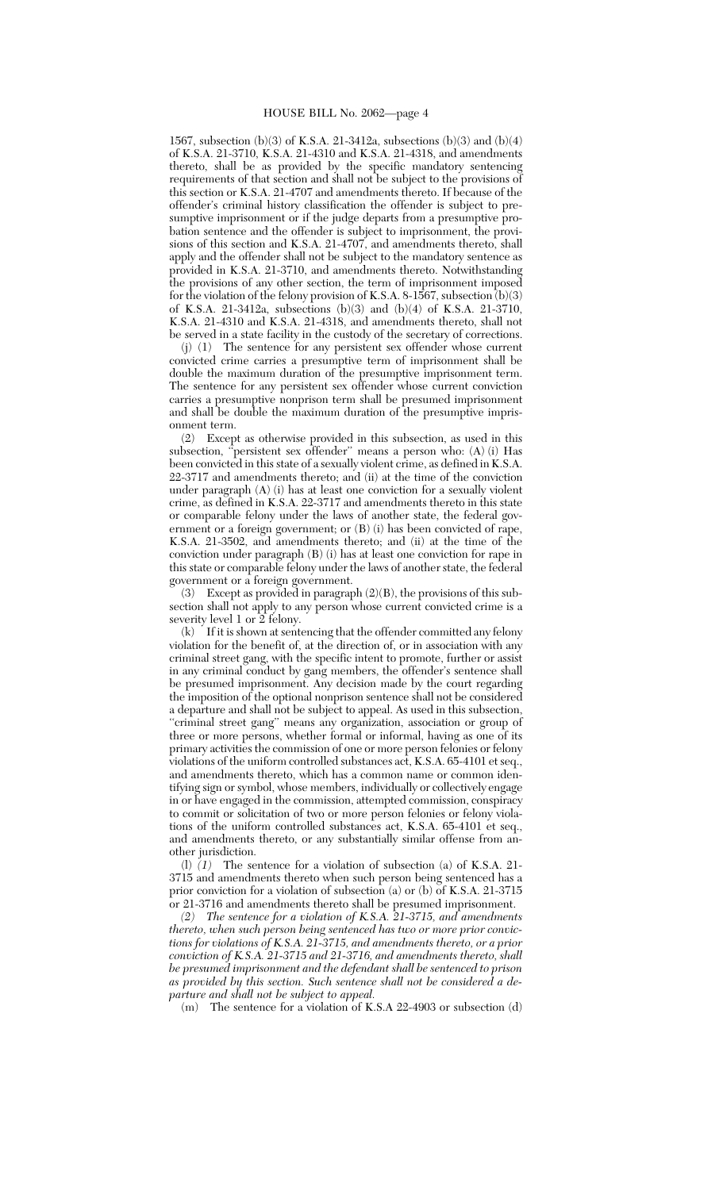1567, subsection (b)(3) of K.S.A. 21-3412a, subsections (b)(3) and (b)(4) of K.S.A. 21-3710, K.S.A. 21-4310 and K.S.A. 21-4318, and amendments thereto, shall be as provided by the specific mandatory sentencing requirements of that section and shall not be subject to the provisions of this section or K.S.A. 21-4707 and amendments thereto. If because of the offender's criminal history classification the offender is subject to presumptive imprisonment or if the judge departs from a presumptive probation sentence and the offender is subject to imprisonment, the provisions of this section and K.S.A. 21-4707, and amendments thereto, shall apply and the offender shall not be subject to the mandatory sentence as provided in K.S.A. 21-3710, and amendments thereto. Notwithstanding the provisions of any other section, the term of imprisonment imposed for the violation of the felony provision of K.S.A. 8-1567, subsection (b)(3) of K.S.A. 21-3412a, subsections (b)(3) and (b)(4) of K.S.A. 21-3710, K.S.A. 21-4310 and K.S.A. 21-4318, and amendments thereto, shall not be served in a state facility in the custody of the secretary of corrections.

(j) (1) The sentence for any persistent sex offender whose current convicted crime carries a presumptive term of imprisonment shall be double the maximum duration of the presumptive imprisonment term. The sentence for any persistent sex offender whose current conviction carries a presumptive nonprison term shall be presumed imprisonment and shall be double the maximum duration of the presumptive imprisonment term.

(2) Except as otherwise provided in this subsection, as used in this subsection, "persistent sex offender" means a person who: (A) (i) Has been convicted in this state of a sexually violent crime, as defined in K.S.A. 22-3717 and amendments thereto; and (ii) at the time of the conviction under paragraph (A) (i) has at least one conviction for a sexually violent crime, as defined in K.S.A. 22-3717 and amendments thereto in this state or comparable felony under the laws of another state, the federal government or a foreign government; or (B) (i) has been convicted of rape, K.S.A. 21-3502, and amendments thereto; and (ii) at the time of the conviction under paragraph (B) (i) has at least one conviction for rape in this state or comparable felony under the laws of another state, the federal government or a foreign government.

(3) Except as provided in paragraph (2)(B), the provisions of this subsection shall not apply to any person whose current convicted crime is a severity level 1 or 2 felony.

(k) If it is shown at sentencing that the offender committed any felony violation for the benefit of, at the direction of, or in association with any criminal street gang, with the specific intent to promote, further or assist in any criminal conduct by gang members, the offender's sentence shall be presumed imprisonment. Any decision made by the court regarding the imposition of the optional nonprison sentence shall not be considered a departure and shall not be subject to appeal. As used in this subsection, "criminal street gang" means any organization, association or group of three or more persons, whether formal or informal, having as one of its primary activities the commission of one or more person felonies or felony violations of the uniform controlled substances act, K.S.A. 65-4101 et seq., and amendments thereto, which has a common name or common identifying sign or symbol, whose members, individually or collectively engage in or have engaged in the commission, attempted commission, conspiracy to commit or solicitation of two or more person felonies or felony violations of the uniform controlled substances act, K.S.A. 65-4101 et seq., and amendments thereto, or any substantially similar offense from another jurisdiction.

(l) *(1)* The sentence for a violation of subsection (a) of K.S.A. 21-3715 and amendments thereto when such person being sentenced has a prior conviction for a violation of subsection (a) or (b) of K.S.A. 21-3715 or 21-3716 and amendments thereto shall be presumed imprisonment.

*(2) The sentence for a violation of K.S.A. 21-3715, and amendments thereto, when such person being sentenced has two or more prior convictions for violations of K.S.A. 21-3715, and amendments thereto, or a prior conviction of K.S.A. 21-3715 and 21-3716, and amendments thereto, shall be presumed imprisonment and the defendant shall be sentenced to prison as provided by this section. Such sentence shall not be considered a departure and shall not be subject to appeal.*

(m) The sentence for a violation of K.S.A 22-4903 or subsection (d)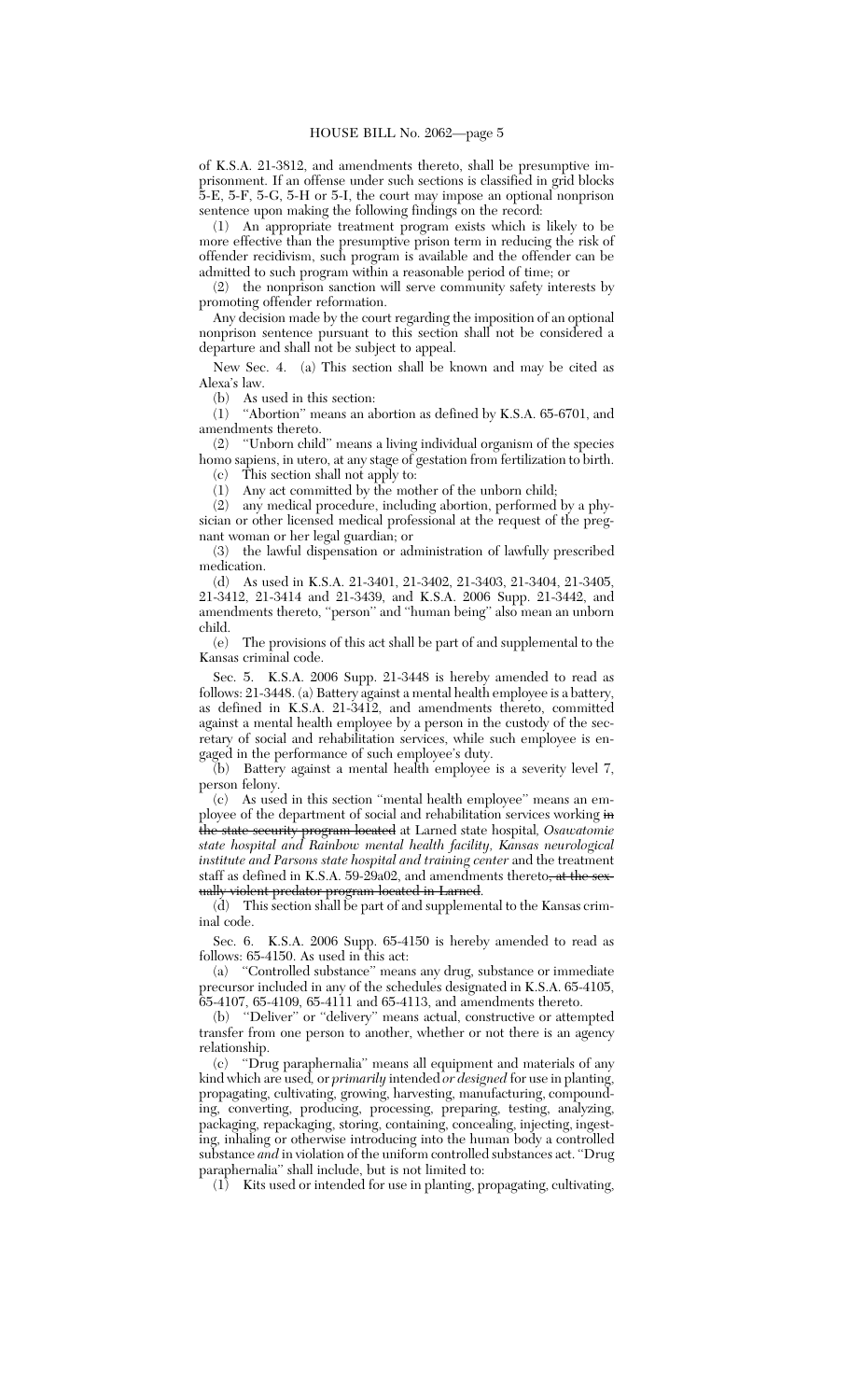of K.S.A. 21-3812, and amendments thereto, shall be presumptive imprisonment. If an offense under such sections is classified in grid blocks 5-E, 5-F, 5-G, 5-H or 5-I, the court may impose an optional nonprison sentence upon making the following findings on the record:

(1) An appropriate treatment program exists which is likely to be more effective than the presumptive prison term in reducing the risk of offender recidivism, such program is available and the offender can be admitted to such program within a reasonable period of time; or

(2) the nonprison sanction will serve community safety interests by promoting offender reformation.

Any decision made by the court regarding the imposition of an optional nonprison sentence pursuant to this section shall not be considered a departure and shall not be subject to appeal.

New Sec. 4. (a) This section shall be known and may be cited as Alexa's law.

(b) As used in this section:

(1) "Abortion" means an abortion as defined by K.S.A. 65-6701, and amendments thereto.

(2) "Unborn child" means a living individual organism of the species homo sapiens, in utero, at any stage of gestation from fertilization to birth.

(c) This section shall not apply to:

(1) Any act committed by the mother of the unborn child;

(2) any medical procedure, including abortion, performed by a physician or other licensed medical professional at the request of the pregnant woman or her legal guardian; or

(3) the lawful dispensation or administration of lawfully prescribed medication.

(d) As used in K.S.A. 21-3401, 21-3402, 21-3403, 21-3404, 21-3405, 21-3412, 21-3414 and 21-3439, and K.S.A. 2006 Supp. 21-3442, and amendments thereto, "person" and "human being" also mean an unborn child.

(e) The provisions of this act shall be part of and supplemental to the Kansas criminal code.

Sec. 5. K.S.A. 2006 Supp. 21-3448 is hereby amended to read as follows: 21-3448. (a) Battery against a mental health employee is a battery, as defined in K.S.A. 21-3412, and amendments thereto, committed against a mental health employee by a person in the custody of the secretary of social and rehabilitation services, while such employee is engaged in the performance of such employee's duty.

(b) Battery against a mental health employee is a severity level 7, person felony.

(c) As used in this section "mental health employee" means an employee of the department of social and rehabilitation services working ~~in the state security program located~~ at Larned state hospital, *Osawatomie state hospital and Rainbow mental health facility, Kansas neurological institute and Parsons state hospital and training center* and the treatment staff as defined in K.S.A. 59-29a02, and amendments thereto~~, at the sexually violent predator program located in Larned~~.

(d) This section shall be part of and supplemental to the Kansas criminal code.

Sec. 6. K.S.A. 2006 Supp. 65-4150 is hereby amended to read as follows: 65-4150. As used in this act:

(a) "Controlled substance" means any drug, substance or immediate precursor included in any of the schedules designated in K.S.A. 65-4105, 65-4107, 65-4109, 65-4111 and 65-4113, and amendments thereto.

(b) "Deliver" or "delivery" means actual, constructive or attempted transfer from one person to another, whether or not there is an agency relationship.

(c) "Drug paraphernalia" means all equipment and materials of any kind which are used, or *primarily* intended *or designed* for use in planting, propagating, cultivating, growing, harvesting, manufacturing, compounding, converting, producing, processing, preparing, testing, analyzing, packaging, repackaging, storing, containing, concealing, injecting, ingesting, inhaling or otherwise introducing into the human body a controlled substance *and* in violation of the uniform controlled substances act. "Drug paraphernalia" shall include, but is not limited to:

(1) Kits used or intended for use in planting, propagating, cultivating,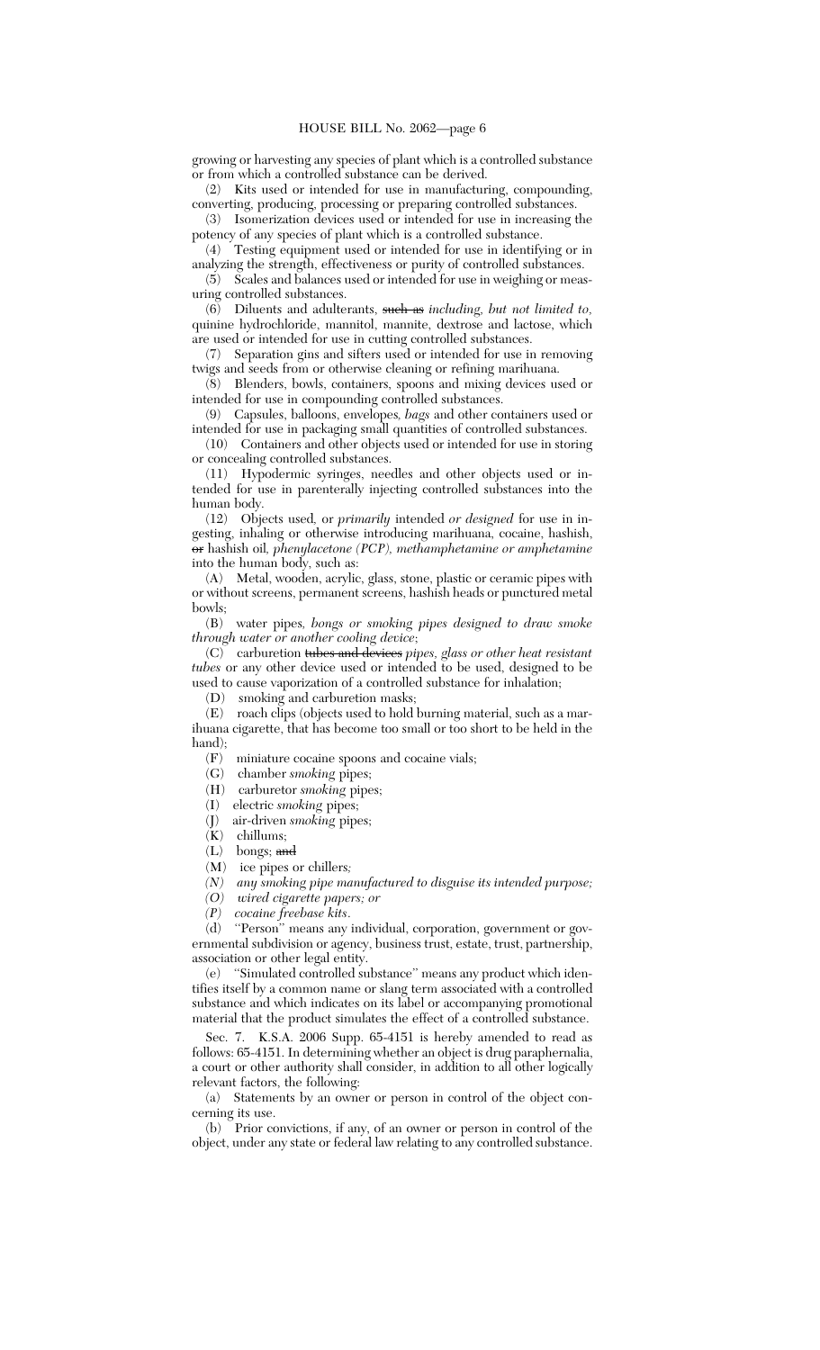growing or harvesting any species of plant which is a controlled substance or from which a controlled substance can be derived.

(2) Kits used or intended for use in manufacturing, compounding, converting, producing, processing or preparing controlled substances.

(3) Isomerization devices used or intended for use in increasing the potency of any species of plant which is a controlled substance.

(4) Testing equipment used or intended for use in identifying or in analyzing the strength, effectiveness or purity of controlled substances.

(5) Scales and balances used or intended for use in weighing or measuring controlled substances.

(6) Diluents and adulterants, ~~such as~~ *including, but not limited to,* quinine hydrochloride, mannitol, mannite, dextrose and lactose, which are used or intended for use in cutting controlled substances.

(7) Separation gins and sifters used or intended for use in removing twigs and seeds from or otherwise cleaning or refining marihuana.

(8) Blenders, bowls, containers, spoons and mixing devices used or intended for use in compounding controlled substances.

(9) Capsules, balloons, envelopes*, bags* and other containers used or intended for use in packaging small quantities of controlled substances.

(10) Containers and other objects used or intended for use in storing or concealing controlled substances.

(11) Hypodermic syringes, needles and other objects used or intended for use in parenterally injecting controlled substances into the human body.

(12) Objects used*,* or *primarily* intended *or designed* for use in ingesting, inhaling or otherwise introducing marihuana, cocaine, hashish, ~~or~~ hashish oil*, phenylacetone (PCP), methamphetamine or amphetamine* into the human body, such as:

(A) Metal, wooden, acrylic, glass, stone, plastic or ceramic pipes with or without screens, permanent screens, hashish heads or punctured metal bowls;

(B) water pipes*, bongs or smoking pipes designed to draw smoke through water or another cooling device*;

(C) carburetion ~~tubes and devices~~ *pipes, glass or other heat resistant tubes* or any other device used or intended to be used, designed to be used to cause vaporization of a controlled substance for inhalation;

(D) smoking and carburetion masks;

(E) roach clips (objects used to hold burning material, such as a marihuana cigarette, that has become too small or too short to be held in the hand);

(F) miniature cocaine spoons and cocaine vials;

(G) chamber *smoking* pipes;

(H) carburetor *smoking* pipes;

(I) electric *smoking* pipes;

(J) air-driven *smoking* pipes;

(K) chillums;

(L) bongs; ~~and~~

(M) ice pipes or chillers*;*

*(N) any smoking pipe manufactured to disguise its intended purpose;*

*(O) wired cigarette papers; or*

*(P) cocaine freebase kits*.

(d) ''Person'' means any individual, corporation, government or governmental subdivision or agency, business trust, estate, trust, partnership, association or other legal entity.

(e) ''Simulated controlled substance'' means any product which identifies itself by a common name or slang term associated with a controlled substance and which indicates on its label or accompanying promotional material that the product simulates the effect of a controlled substance.

Sec. 7. K.S.A. 2006 Supp. 65-4151 is hereby amended to read as follows: 65-4151. In determining whether an object is drug paraphernalia, a court or other authority shall consider, in addition to all other logically relevant factors, the following:

(a) Statements by an owner or person in control of the object concerning its use.

(b) Prior convictions, if any, of an owner or person in control of the object, under any state or federal law relating to any controlled substance.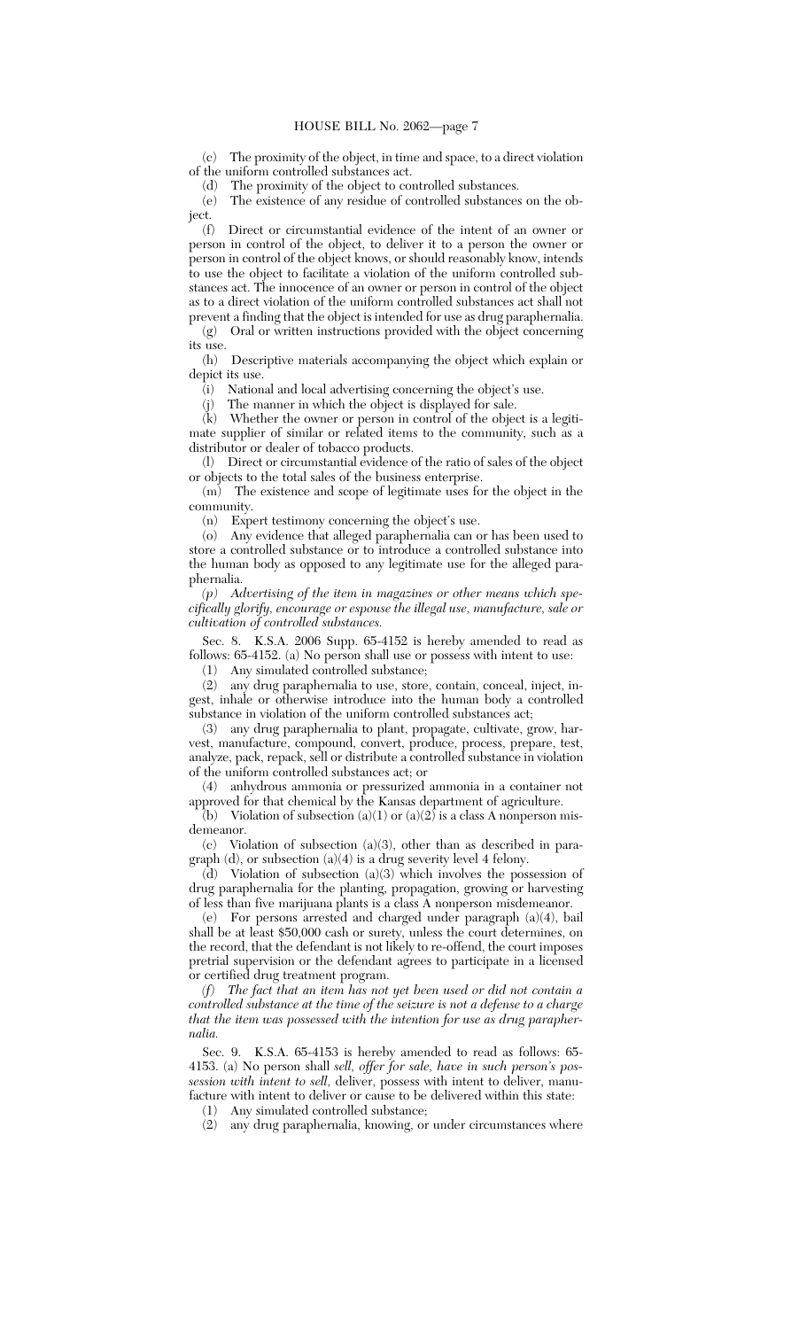(c) The proximity of the object, in time and space, to a direct violation of the uniform controlled substances act.

(d) The proximity of the object to controlled substances.

(e) The existence of any residue of controlled substances on the object.

(f) Direct or circumstantial evidence of the intent of an owner or person in control of the object, to deliver it to a person the owner or person in control of the object knows, or should reasonably know, intends to use the object to facilitate a violation of the uniform controlled substances act. The innocence of an owner or person in control of the object as to a direct violation of the uniform controlled substances act shall not prevent a finding that the object is intended for use as drug paraphernalia.

(g) Oral or written instructions provided with the object concerning its use.

(h) Descriptive materials accompanying the object which explain or depict its use.

(i) National and local advertising concerning the object's use.

(j) The manner in which the object is displayed for sale.

(k) Whether the owner or person in control of the object is a legitimate supplier of similar or related items to the community, such as a distributor or dealer of tobacco products.

(l) Direct or circumstantial evidence of the ratio of sales of the object or objects to the total sales of the business enterprise.

(m) The existence and scope of legitimate uses for the object in the community.

(n) Expert testimony concerning the object's use.

(o) Any evidence that alleged paraphernalia can or has been used to store a controlled substance or to introduce a controlled substance into the human body as opposed to any legitimate use for the alleged paraphernalia.

*(p) Advertising of the item in magazines or other means which specifically glorify, encourage or espouse the illegal use, manufacture, sale or cultivation of controlled substances.*

Sec. 8. K.S.A. 2006 Supp. 65-4152 is hereby amended to read as follows: 65-4152. (a) No person shall use or possess with intent to use:

(1) Any simulated controlled substance;

(2) any drug paraphernalia to use, store, contain, conceal, inject, ingest, inhale or otherwise introduce into the human body a controlled substance in violation of the uniform controlled substances act;

(3) any drug paraphernalia to plant, propagate, cultivate, grow, harvest, manufacture, compound, convert, produce, process, prepare, test, analyze, pack, repack, sell or distribute a controlled substance in violation of the uniform controlled substances act; or

(4) anhydrous ammonia or pressurized ammonia in a container not approved for that chemical by the Kansas department of agriculture.

(b) Violation of subsection (a)(1) or (a)(2) is a class A nonperson misdemeanor.

(c) Violation of subsection (a)(3), other than as described in paragraph (d), or subsection (a)(4) is a drug severity level 4 felony.

(d) Violation of subsection (a)(3) which involves the possession of drug paraphernalia for the planting, propagation, growing or harvesting of less than five marijuana plants is a class A nonperson misdemeanor.

(e) For persons arrested and charged under paragraph (a)(4), bail shall be at least $50,000 cash or surety, unless the court determines, on the record, that the defendant is not likely to re-offend, the court imposes pretrial supervision or the defendant agrees to participate in a licensed or certified drug treatment program.

*(f) The fact that an item has not yet been used or did not contain a controlled substance at the time of the seizure is not a defense to a charge that the item was possessed with the intention for use as drug paraphernalia.*

Sec. 9. K.S.A. 65-4153 is hereby amended to read as follows: 65-4153. (a) No person shall *sell, offer for sale, have in such person's possession with intent to sell,* deliver, possess with intent to deliver, manufacture with intent to deliver or cause to be delivered within this state:

(1) Any simulated controlled substance;

(2) any drug paraphernalia, knowing, or under circumstances where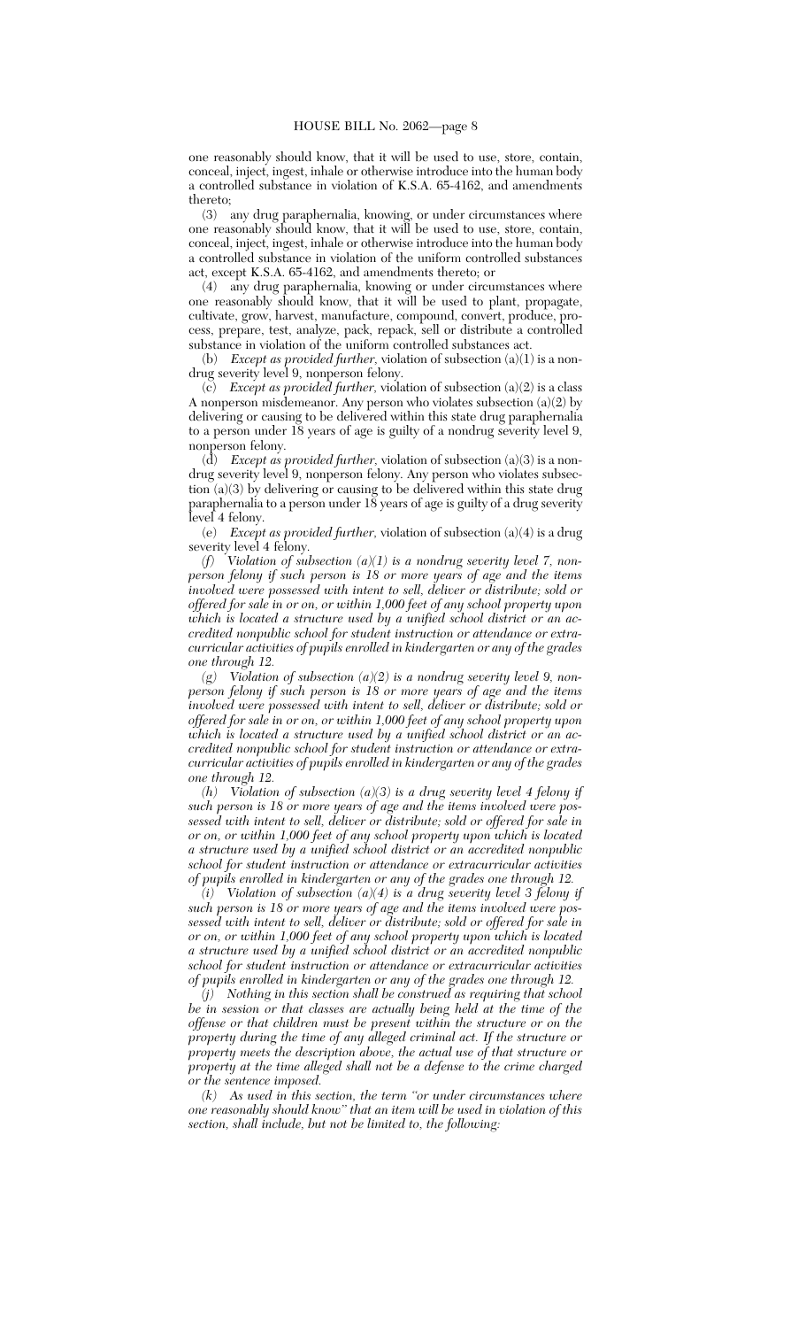one reasonably should know, that it will be used to use, store, contain, conceal, inject, ingest, inhale or otherwise introduce into the human body a controlled substance in violation of K.S.A. 65-4162, and amendments thereto;

(3) any drug paraphernalia, knowing, or under circumstances where one reasonably should know, that it will be used to use, store, contain, conceal, inject, ingest, inhale or otherwise introduce into the human body a controlled substance in violation of the uniform controlled substances act, except K.S.A. 65-4162, and amendments thereto; or

(4) any drug paraphernalia, knowing or under circumstances where one reasonably should know, that it will be used to plant, propagate, cultivate, grow, harvest, manufacture, compound, convert, produce, process, prepare, test, analyze, pack, repack, sell or distribute a controlled substance in violation of the uniform controlled substances act.

(b) *Except as provided further,* violation of subsection (a)(1) is a nondrug severity level 9, nonperson felony.

(c) *Except as provided further,* violation of subsection (a)(2) is a class A nonperson misdemeanor. Any person who violates subsection (a)(2) by delivering or causing to be delivered within this state drug paraphernalia to a person under 18 years of age is guilty of a nondrug severity level 9, nonperson felony.

(d) *Except as provided further,* violation of subsection (a)(3) is a nondrug severity level 9, nonperson felony. Any person who violates subsection (a)(3) by delivering or causing to be delivered within this state drug paraphernalia to a person under 18 years of age is guilty of a drug severity level 4 felony.

(e) *Except as provided further,* violation of subsection (a)(4) is a drug severity level 4 felony.

*(f) Violation of subsection (a)(1) is a nondrug severity level 7, nonperson felony if such person is 18 or more years of age and the items involved were possessed with intent to sell, deliver or distribute; sold or offered for sale in or on, or within 1,000 feet of any school property upon which is located a structure used by a unified school district or an accredited nonpublic school for student instruction or attendance or extracurricular activities of pupils enrolled in kindergarten or any of the grades one through 12.*

*(g) Violation of subsection (a)(2) is a nondrug severity level 9, nonperson felony if such person is 18 or more years of age and the items involved were possessed with intent to sell, deliver or distribute; sold or offered for sale in or on, or within 1,000 feet of any school property upon which is located a structure used by a unified school district or an accredited nonpublic school for student instruction or attendance or extracurricular activities of pupils enrolled in kindergarten or any of the grades one through 12.*

*(h) Violation of subsection (a)(3) is a drug severity level 4 felony if such person is 18 or more years of age and the items involved were possessed with intent to sell, deliver or distribute; sold or offered for sale in or on, or within 1,000 feet of any school property upon which is located a structure used by a unified school district or an accredited nonpublic school for student instruction or attendance or extracurricular activities of pupils enrolled in kindergarten or any of the grades one through 12.*

*(i) Violation of subsection (a)(4) is a drug severity level 3 felony if such person is 18 or more years of age and the items involved were possessed with intent to sell, deliver or distribute; sold or offered for sale in or on, or within 1,000 feet of any school property upon which is located a structure used by a unified school district or an accredited nonpublic school for student instruction or attendance or extracurricular activities of pupils enrolled in kindergarten or any of the grades one through 12.*

*(j) Nothing in this section shall be construed as requiring that school be in session or that classes are actually being held at the time of the offense or that children must be present within the structure or on the property during the time of any alleged criminal act. If the structure or property meets the description above, the actual use of that structure or property at the time alleged shall not be a defense to the crime charged or the sentence imposed.*

*(k) As used in this section, the term "or under circumstances where one reasonably should know" that an item will be used in violation of this section, shall include, but not be limited to, the following:*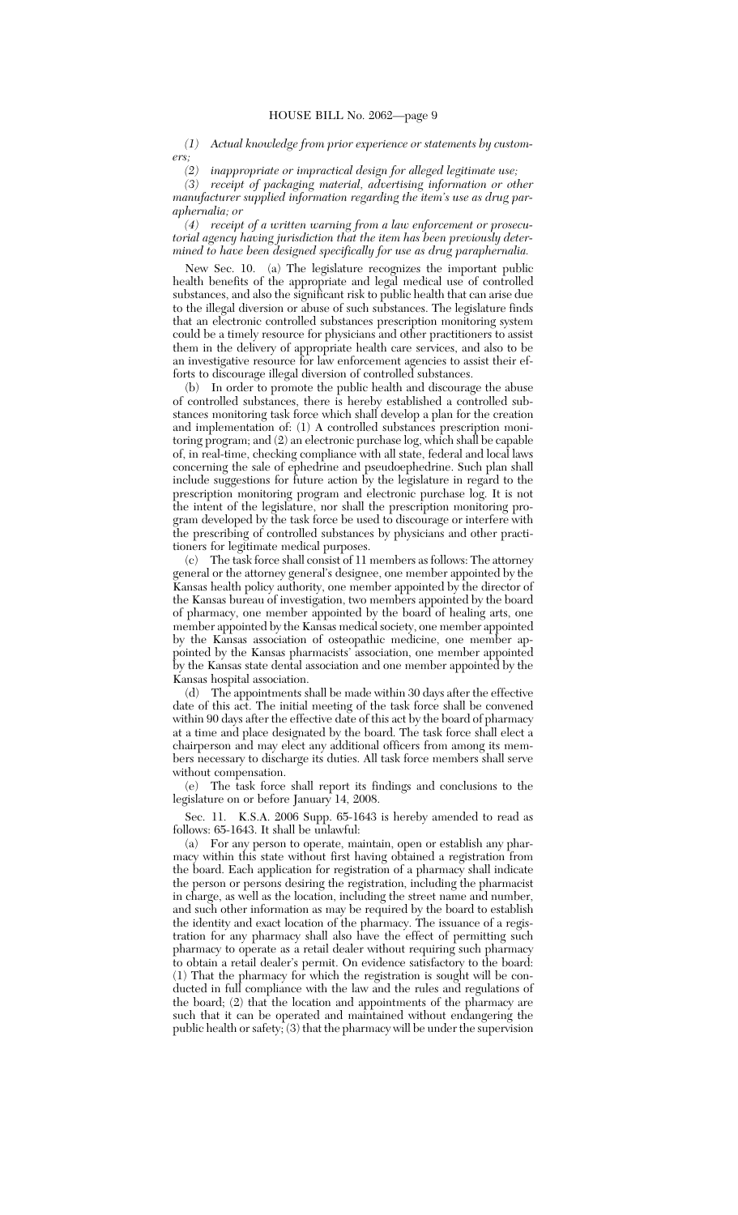*(1) Actual knowledge from prior experience or statements by customers;*

*(2) inappropriate or impractical design for alleged legitimate use;*

*(3) receipt of packaging material, advertising information or other manufacturer supplied information regarding the item's use as drug paraphernalia; or*

*(4) receipt of a written warning from a law enforcement or prosecutorial agency having jurisdiction that the item has been previously determined to have been designed specifically for use as drug paraphernalia.*

New Sec. 10. (a) The legislature recognizes the important public health benefits of the appropriate and legal medical use of controlled substances, and also the significant risk to public health that can arise due to the illegal diversion or abuse of such substances. The legislature finds that an electronic controlled substances prescription monitoring system could be a timely resource for physicians and other practitioners to assist them in the delivery of appropriate health care services, and also to be an investigative resource for law enforcement agencies to assist their efforts to discourage illegal diversion of controlled substances.

(b) In order to promote the public health and discourage the abuse of controlled substances, there is hereby established a controlled substances monitoring task force which shall develop a plan for the creation and implementation of: (1) A controlled substances prescription monitoring program; and (2) an electronic purchase log, which shall be capable of, in real-time, checking compliance with all state, federal and local laws concerning the sale of ephedrine and pseudoephedrine. Such plan shall include suggestions for future action by the legislature in regard to the prescription monitoring program and electronic purchase log. It is not the intent of the legislature, nor shall the prescription monitoring program developed by the task force be used to discourage or interfere with the prescribing of controlled substances by physicians and other practitioners for legitimate medical purposes.

(c) The task force shall consist of 11 members as follows: The attorney general or the attorney general's designee, one member appointed by the Kansas health policy authority, one member appointed by the director of the Kansas bureau of investigation, two members appointed by the board of pharmacy, one member appointed by the board of healing arts, one member appointed by the Kansas medical society, one member appointed by the Kansas association of osteopathic medicine, one member appointed by the Kansas pharmacists' association, one member appointed by the Kansas state dental association and one member appointed by the Kansas hospital association.

(d) The appointments shall be made within 30 days after the effective date of this act. The initial meeting of the task force shall be convened within 90 days after the effective date of this act by the board of pharmacy at a time and place designated by the board. The task force shall elect a chairperson and may elect any additional officers from among its members necessary to discharge its duties. All task force members shall serve without compensation.

(e) The task force shall report its findings and conclusions to the legislature on or before January 14, 2008.

Sec. 11. K.S.A. 2006 Supp. 65-1643 is hereby amended to read as follows: 65-1643. It shall be unlawful:

(a) For any person to operate, maintain, open or establish any pharmacy within this state without first having obtained a registration from the board. Each application for registration of a pharmacy shall indicate the person or persons desiring the registration, including the pharmacist in charge, as well as the location, including the street name and number, and such other information as may be required by the board to establish the identity and exact location of the pharmacy. The issuance of a registration for any pharmacy shall also have the effect of permitting such pharmacy to operate as a retail dealer without requiring such pharmacy to obtain a retail dealer's permit. On evidence satisfactory to the board: (1) That the pharmacy for which the registration is sought will be conducted in full compliance with the law and the rules and regulations of the board; (2) that the location and appointments of the pharmacy are such that it can be operated and maintained without endangering the public health or safety; (3) that the pharmacy will be under the supervision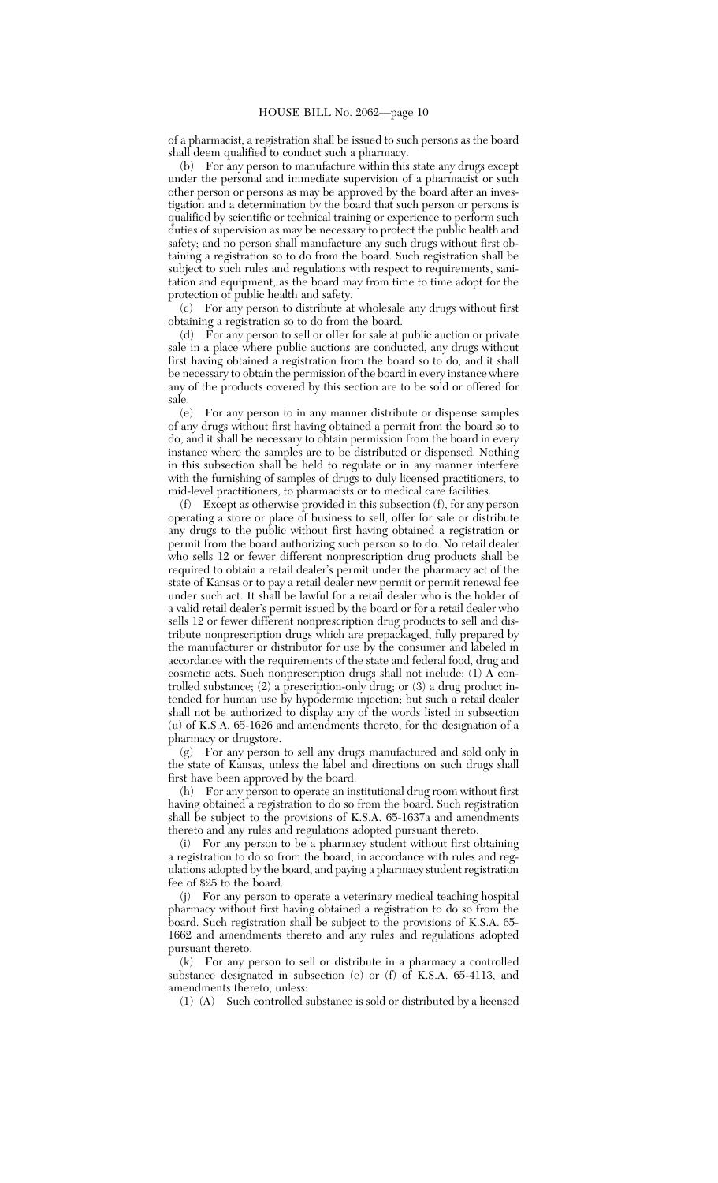of a pharmacist, a registration shall be issued to such persons as the board shall deem qualified to conduct such a pharmacy.

(b) For any person to manufacture within this state any drugs except under the personal and immediate supervision of a pharmacist or such other person or persons as may be approved by the board after an investigation and a determination by the board that such person or persons is qualified by scientific or technical training or experience to perform such duties of supervision as may be necessary to protect the public health and safety; and no person shall manufacture any such drugs without first obtaining a registration so to do from the board. Such registration shall be subject to such rules and regulations with respect to requirements, sanitation and equipment, as the board may from time to time adopt for the protection of public health and safety.

(c) For any person to distribute at wholesale any drugs without first obtaining a registration so to do from the board.

(d) For any person to sell or offer for sale at public auction or private sale in a place where public auctions are conducted, any drugs without first having obtained a registration from the board so to do, and it shall be necessary to obtain the permission of the board in every instance where any of the products covered by this section are to be sold or offered for sale.

(e) For any person to in any manner distribute or dispense samples of any drugs without first having obtained a permit from the board so to do, and it shall be necessary to obtain permission from the board in every instance where the samples are to be distributed or dispensed. Nothing in this subsection shall be held to regulate or in any manner interfere with the furnishing of samples of drugs to duly licensed practitioners, to mid-level practitioners, to pharmacists or to medical care facilities.

(f) Except as otherwise provided in this subsection (f), for any person operating a store or place of business to sell, offer for sale or distribute any drugs to the public without first having obtained a registration or permit from the board authorizing such person so to do. No retail dealer who sells 12 or fewer different nonprescription drug products shall be required to obtain a retail dealer's permit under the pharmacy act of the state of Kansas or to pay a retail dealer new permit or permit renewal fee under such act. It shall be lawful for a retail dealer who is the holder of a valid retail dealer's permit issued by the board or for a retail dealer who sells 12 or fewer different nonprescription drug products to sell and distribute nonprescription drugs which are prepackaged, fully prepared by the manufacturer or distributor for use by the consumer and labeled in accordance with the requirements of the state and federal food, drug and cosmetic acts. Such nonprescription drugs shall not include: (1) A controlled substance; (2) a prescription-only drug; or (3) a drug product intended for human use by hypodermic injection; but such a retail dealer shall not be authorized to display any of the words listed in subsection (u) of K.S.A. 65-1626 and amendments thereto, for the designation of a pharmacy or drugstore.

(g) For any person to sell any drugs manufactured and sold only in the state of Kansas, unless the label and directions on such drugs shall first have been approved by the board.

(h) For any person to operate an institutional drug room without first having obtained a registration to do so from the board. Such registration shall be subject to the provisions of K.S.A. 65-1637a and amendments thereto and any rules and regulations adopted pursuant thereto.

(i) For any person to be a pharmacy student without first obtaining a registration to do so from the board, in accordance with rules and regulations adopted by the board, and paying a pharmacy student registration fee of $25 to the board.

(j) For any person to operate a veterinary medical teaching hospital pharmacy without first having obtained a registration to do so from the board. Such registration shall be subject to the provisions of K.S.A. 65-1662 and amendments thereto and any rules and regulations adopted pursuant thereto.

(k) For any person to sell or distribute in a pharmacy a controlled substance designated in subsection (e) or (f) of K.S.A. 65-4113, and amendments thereto, unless:

(1) (A) Such controlled substance is sold or distributed by a licensed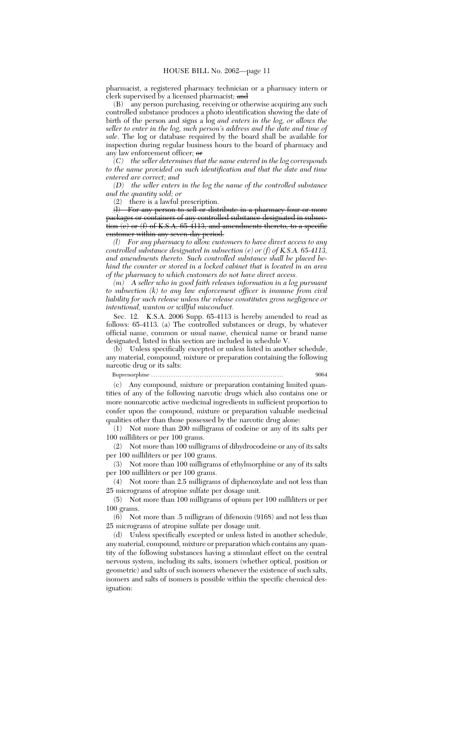pharmacist, a registered pharmacy technician or a pharmacy intern or clerk supervised by a licensed pharmacist; ~~and~~

(B) any person purchasing, receiving or otherwise acquiring any such controlled substance produces a photo identification showing the date of birth of the person and signs a log *and enters in the log, or allows the seller to enter in the log, such person's address and the date and time of sale*. The log or database required by the board shall be available for inspection during regular business hours to the board of pharmacy and any law enforcement officer; ~~or~~

*(C) the seller determines that the name entered in the log corresponds to the name provided on such identification and that the date and time entered are correct; and*

*(D) the seller enters in the log the name of the controlled substance and the quantity sold; or*

(2) there is a lawful prescription.

~~(l) For any person to sell or distribute in a pharmacy four or more packages or containers of any controlled substance designated in subsection (e) or (f) of K.S.A. 65-4113, and amendments thereto, to a specific customer within any seven-day period.~~

*(l) For any pharmacy to allow customers to have direct access to any controlled substance designated in subsection (e) or (f) of K.S.A. 65-4113, and amendments thereto. Such controlled substance shall be placed behind the counter or stored in a locked cabinet that is located in an area of the pharmacy to which customers do not have direct access.*

*(m) A seller who in good faith releases information in a log pursuant to subsection (k) to any law enforcement officer is immune from civil liability for such release unless the release constitutes gross negligence or intentional, wanton or willful misconduct.*

Sec. 12. K.S.A. 2006 Supp. 65-4113 is hereby amended to read as follows: 65-4113. (a) The controlled substances or drugs, by whatever official name, common or usual name, chemical name or brand name designated, listed in this section are included in schedule V.

(b) Unless specifically excepted or unless listed in another schedule, any material, compound, mixture or preparation containing the following narcotic drug or its salts:

Buprenorphine .......................................................... 9064

(c) Any compound, mixture or preparation containing limited quantities of any of the following narcotic drugs which also contains one or more nonnarcotic active medicinal ingredients in sufficient proportion to confer upon the compound, mixture or preparation valuable medicinal qualities other than those possessed by the narcotic drug alone:

(1) Not more than 200 milligrams of codeine or any of its salts per 100 milliliters or per 100 grams.

(2) Not more than 100 milligrams of dihydrocodeine or any of its salts per 100 milliliters or per 100 grams.

(3) Not more than 100 milligrams of ethylmorphine or any of its salts per 100 milliliters or per 100 grams.

(4) Not more than 2.5 milligrams of diphenoxylate and not less than 25 micrograms of atropine sulfate per dosage unit.

(5) Not more than 100 milligrams of opium per 100 milliliters or per 100 grams.

(6) Not more than .5 milligram of difenoxin (9168) and not less than 25 micrograms of atropine sulfate per dosage unit.

(d) Unless specifically excepted or unless listed in another schedule, any material, compound, mixture or preparation which contains any quantity of the following substances having a stimulant effect on the central nervous system, including its salts, isomers (whether optical, position or geometric) and salts of such isomers whenever the existence of such salts, isomers and salts of isomers is possible within the specific chemical designation: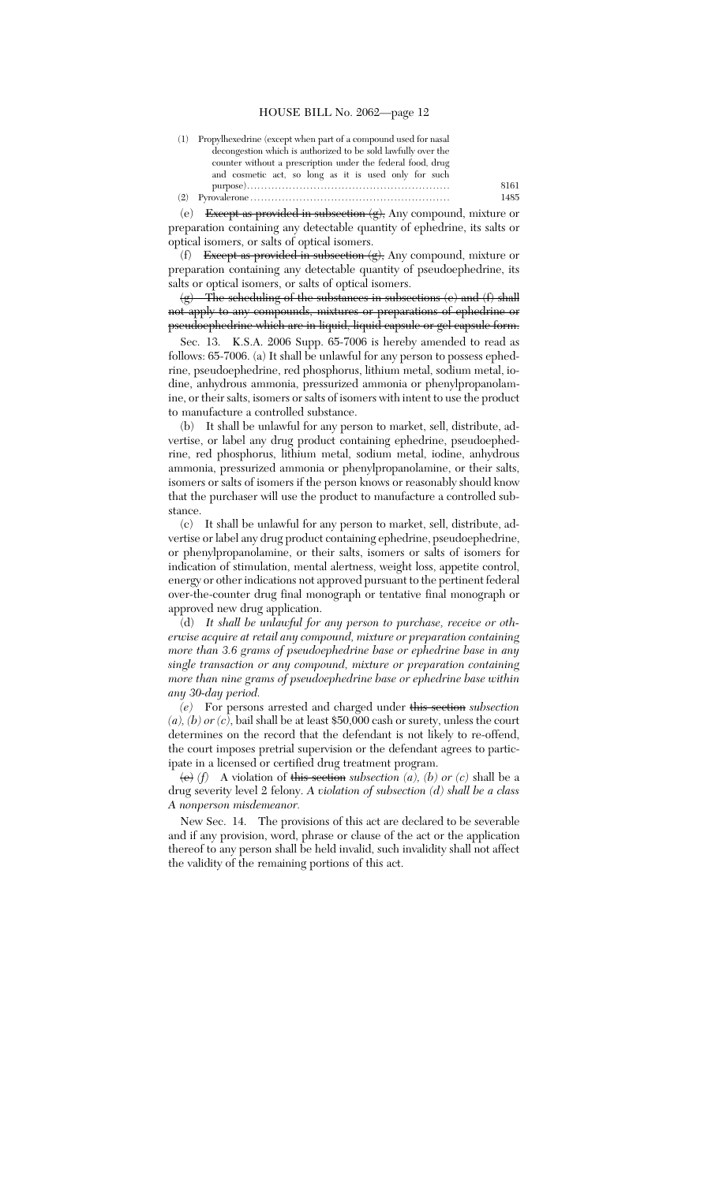| | | |
|---|---|---|
| (1) | Propylhexedrine (except when part of a compound used for nasal decongestion which is authorized to be sold lawfully over the counter without a prescription under the federal food, drug and cosmetic act, so long as it is used only for such purpose) | 8161 |
| (2) | Pyrovalerone | 1485 |

(e) ~~Except as provided in subsection (g),~~ Any compound, mixture or preparation containing any detectable quantity of ephedrine, its salts or optical isomers, or salts of optical isomers.

(f) ~~Except as provided in subsection (g),~~ Any compound, mixture or preparation containing any detectable quantity of pseudoephedrine, its salts or optical isomers, or salts of optical isomers.

~~(g) The scheduling of the substances in subsections (e) and (f) shall not apply to any compounds, mixtures or preparations of ephedrine or pseudoephedrine which are in liquid, liquid capsule or gel capsule form.~~

Sec. 13. K.S.A. 2006 Supp. 65-7006 is hereby amended to read as follows: 65-7006. (a) It shall be unlawful for any person to possess ephedrine, pseudoephedrine, red phosphorus, lithium metal, sodium metal, iodine, anhydrous ammonia, pressurized ammonia or phenylpropanolamine, or their salts, isomers or salts of isomers with intent to use the product to manufacture a controlled substance.

(b) It shall be unlawful for any person to market, sell, distribute, advertise, or label any drug product containing ephedrine, pseudoephedrine, red phosphorus, lithium metal, sodium metal, iodine, anhydrous ammonia, pressurized ammonia or phenylpropanolamine, or their salts, isomers or salts of isomers if the person knows or reasonably should know that the purchaser will use the product to manufacture a controlled substance.

(c) It shall be unlawful for any person to market, sell, distribute, advertise or label any drug product containing ephedrine, pseudoephedrine, or phenylpropanolamine, or their salts, isomers or salts of isomers for indication of stimulation, mental alertness, weight loss, appetite control, energy or other indications not approved pursuant to the pertinent federal over-the-counter drug final monograph or tentative final monograph or approved new drug application.

(d) *It shall be unlawful for any person to purchase, receive or otherwise acquire at retail any compound, mixture or preparation containing more than 3.6 grams of pseudoephedrine base or ephedrine base in any single transaction or any compound, mixture or preparation containing more than nine grams of pseudoephedrine base or ephedrine base within any 30-day period.*

*(e)* For persons arrested and charged under ~~this section~~ *subsection (a), (b) or (c)*, bail shall be at least $50,000 cash or surety, unless the court determines on the record that the defendant is not likely to re-offend, the court imposes pretrial supervision or the defendant agrees to participate in a licensed or certified drug treatment program.

~~(e)~~ *(f)* A violation of ~~this section~~ *subsection (a), (b) or (c)* shall be a drug severity level 2 felony. *A violation of subsection (d) shall be a class A nonperson misdemeanor.*

New Sec. 14. The provisions of this act are declared to be severable and if any provision, word, phrase or clause of the act or the application thereof to any person shall be held invalid, such invalidity shall not affect the validity of the remaining portions of this act.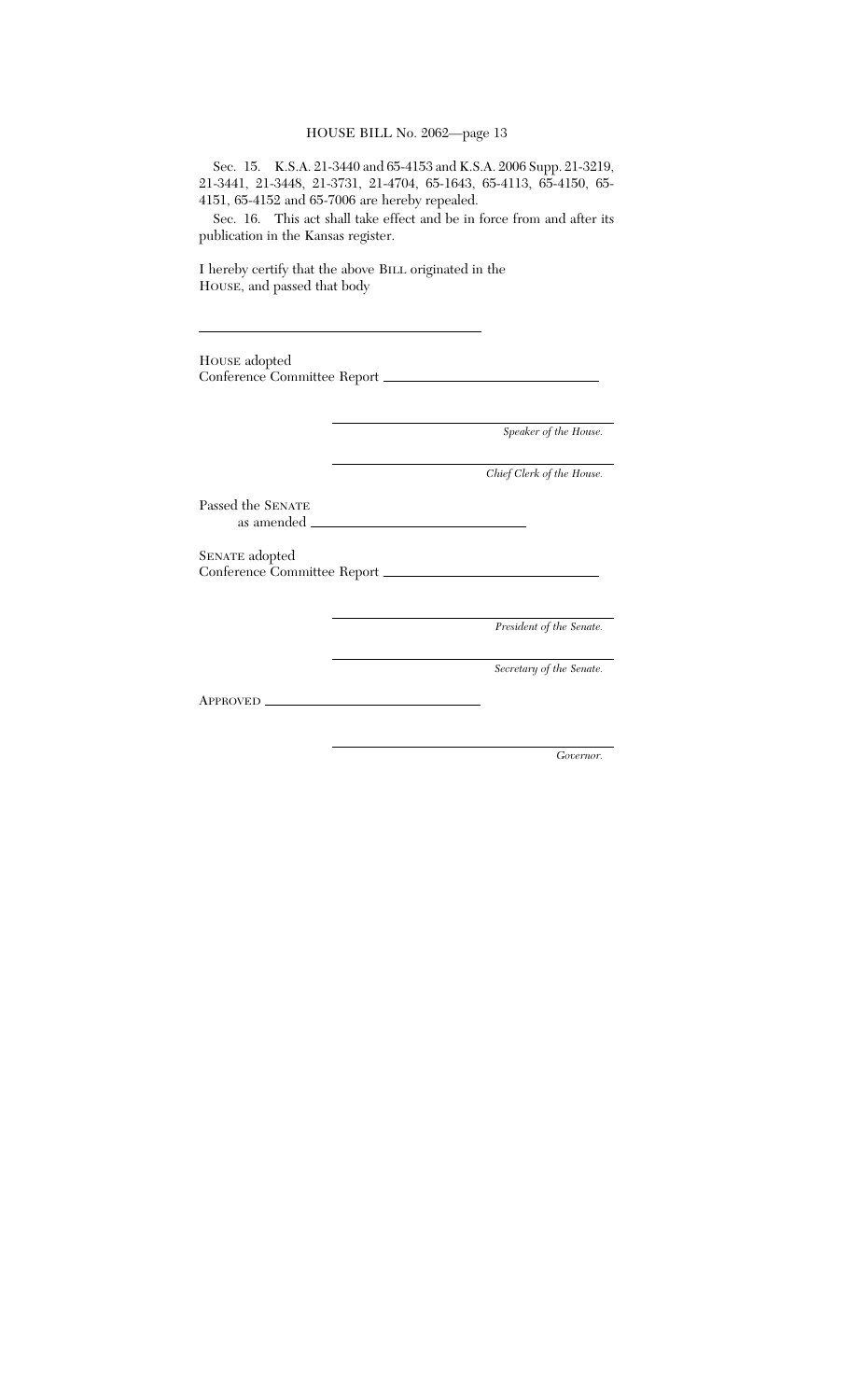Sec. 15. K.S.A. 21-3440 and 65-4153 and K.S.A. 2006 Supp. 21-3219, 21-3441, 21-3448, 21-3731, 21-4704, 65-1643, 65-4113, 65-4150, 65-4151, 65-4152 and 65-7006 are hereby repealed.

Sec. 16. This act shall take effect and be in force from and after its publication in the Kansas register.

I hereby certify that the above BILL originated in the HOUSE, and passed that body

\_\_\_\_\_\_\_\_\_\_\_\_\_\_\_\_\_\_\_\_\_\_\_\_\_\_\_\_\_\_\_\_\_\_

HOUSE adopted
Conference Committee Report \_\_\_\_\_\_\_\_\_\_\_\_\_\_\_\_\_\_\_\_\_\_\_\_\_\_

\_\_\_\_\_\_\_\_\_\_\_\_\_\_\_\_\_\_\_\_\_\_\_\_\_\_
*Speaker of the House.*

\_\_\_\_\_\_\_\_\_\_\_\_\_\_\_\_\_\_\_\_\_\_\_\_\_\_
*Chief Clerk of the House.*

Passed the SENATE
as amended \_\_\_\_\_\_\_\_\_\_\_\_\_\_\_\_\_\_\_\_\_\_\_\_\_\_

SENATE adopted
Conference Committee Report \_\_\_\_\_\_\_\_\_\_\_\_\_\_\_\_\_\_\_\_\_\_\_\_\_\_

\_\_\_\_\_\_\_\_\_\_\_\_\_\_\_\_\_\_\_\_\_\_\_\_\_\_
*President of the Senate.*

\_\_\_\_\_\_\_\_\_\_\_\_\_\_\_\_\_\_\_\_\_\_\_\_\_\_
*Secretary of the Senate.*

APPROVED \_\_\_\_\_\_\_\_\_\_\_\_\_\_\_\_\_\_\_\_\_\_\_\_\_\_

\_\_\_\_\_\_\_\_\_\_\_\_\_\_\_\_\_\_\_\_\_\_\_\_\_\_
*Governor.*